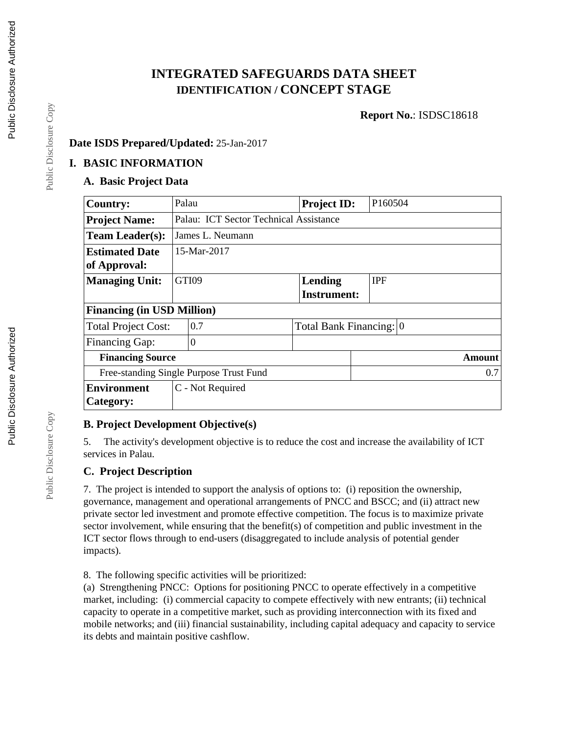# INTEGRATED SAFEGUARDS DATA SHEET
## IDENTIFICATION / CONCEPT STAGE

**Report No.**: ISDSC18618

**Date ISDS Prepared/Updated:** 25-Jan-2017

## I. BASIC INFORMATION

### A. Basic Project Data

| **Country:** | Palau | **Project ID:** | P160504 |
|---|---|---|---|
| **Project Name:** | Palau: ICT Sector Technical Assistance | | |
| **Team Leader(s):** | James L. Neumann | | |
| **Estimated Date of Approval:** | 15-Mar-2017 | | |
| **Managing Unit:** | GTI09 | **Lending Instrument:** | IPF |
| **Financing (in USD Million)** | | | |
| Total Project Cost: | 0.7 | Total Bank Financing: | 0 |
| Financing Gap: | 0 | | |
| **Financing Source** | | | **Amount** |
| Free-standing Single Purpose Trust Fund | | | 0.7 |
| **Environment Category:** | C - Not Required | | |

### B. Project Development Objective(s)

5. The activity's development objective is to reduce the cost and increase the availability of ICT services in Palau.

### C. Project Description

7. The project is intended to support the analysis of options to: (i) reposition the ownership, governance, management and operational arrangements of PNCC and BSCC; and (ii) attract new private sector led investment and promote effective competition. The focus is to maximize private sector involvement, while ensuring that the benefit(s) of competition and public investment in the ICT sector flows through to end-users (disaggregated to include analysis of potential gender impacts).

8. The following specific activities will be prioritized:
(a) Strengthening PNCC: Options for positioning PNCC to operate effectively in a competitive market, including: (i) commercial capacity to compete effectively with new entrants; (ii) technical capacity to operate in a competitive market, such as providing interconnection with its fixed and mobile networks; and (iii) financial sustainability, including capital adequacy and capacity to service its debts and maintain positive cashflow.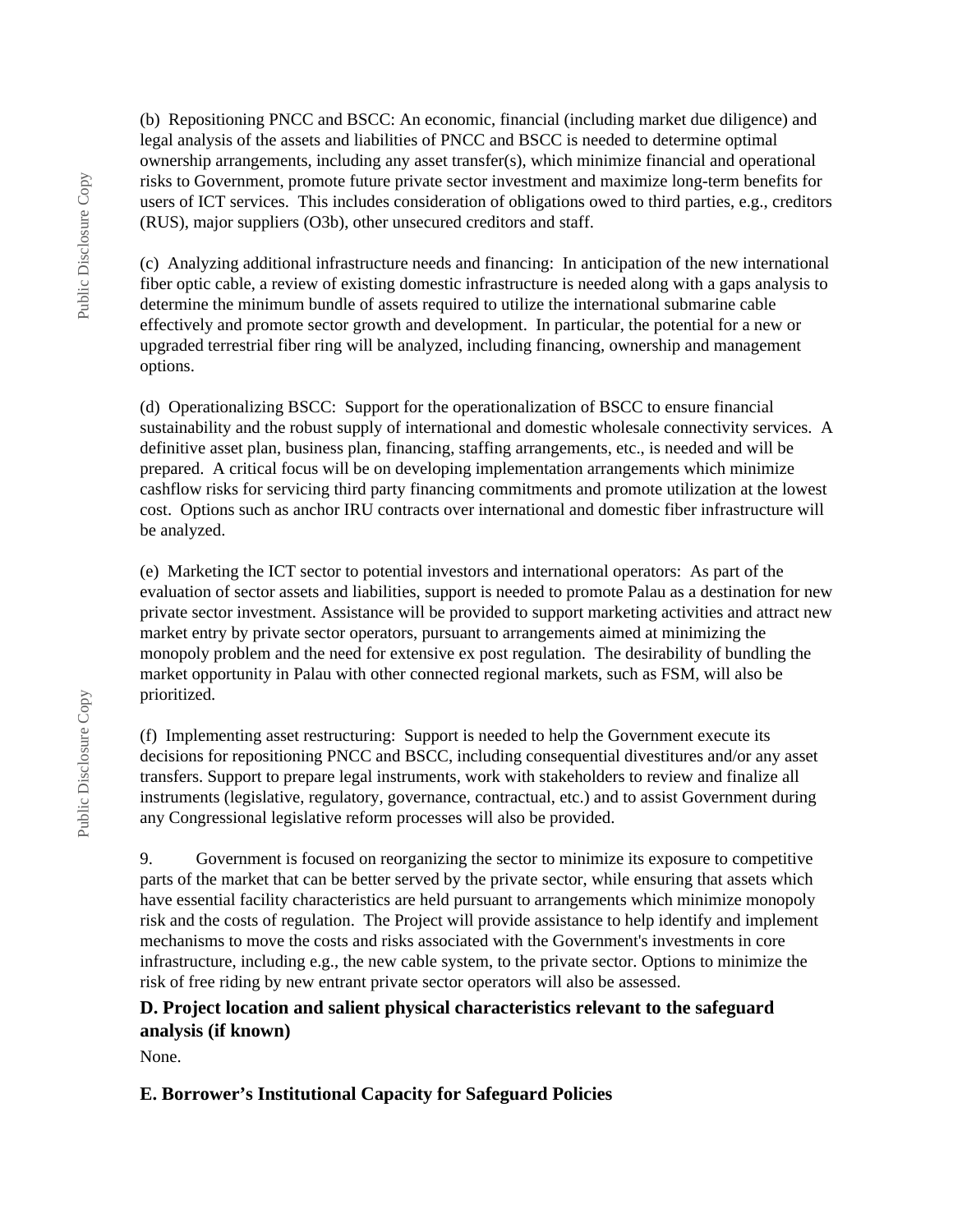(b) Repositioning PNCC and BSCC: An economic, financial (including market due diligence) and legal analysis of the assets and liabilities of PNCC and BSCC is needed to determine optimal ownership arrangements, including any asset transfer(s), which minimize financial and operational risks to Government, promote future private sector investment and maximize long-term benefits for users of ICT services. This includes consideration of obligations owed to third parties, e.g., creditors (RUS), major suppliers (O3b), other unsecured creditors and staff.

(c) Analyzing additional infrastructure needs and financing: In anticipation of the new international fiber optic cable, a review of existing domestic infrastructure is needed along with a gaps analysis to determine the minimum bundle of assets required to utilize the international submarine cable effectively and promote sector growth and development. In particular, the potential for a new or upgraded terrestrial fiber ring will be analyzed, including financing, ownership and management options.

(d) Operationalizing BSCC: Support for the operationalization of BSCC to ensure financial sustainability and the robust supply of international and domestic wholesale connectivity services. A definitive asset plan, business plan, financing, staffing arrangements, etc., is needed and will be prepared. A critical focus will be on developing implementation arrangements which minimize cashflow risks for servicing third party financing commitments and promote utilization at the lowest cost. Options such as anchor IRU contracts over international and domestic fiber infrastructure will be analyzed.

(e) Marketing the ICT sector to potential investors and international operators: As part of the evaluation of sector assets and liabilities, support is needed to promote Palau as a destination for new private sector investment. Assistance will be provided to support marketing activities and attract new market entry by private sector operators, pursuant to arrangements aimed at minimizing the monopoly problem and the need for extensive ex post regulation. The desirability of bundling the market opportunity in Palau with other connected regional markets, such as FSM, will also be prioritized.

(f) Implementing asset restructuring: Support is needed to help the Government execute its decisions for repositioning PNCC and BSCC, including consequential divestitures and/or any asset transfers. Support to prepare legal instruments, work with stakeholders to review and finalize all instruments (legislative, regulatory, governance, contractual, etc.) and to assist Government during any Congressional legislative reform processes will also be provided.

9. Government is focused on reorganizing the sector to minimize its exposure to competitive parts of the market that can be better served by the private sector, while ensuring that assets which have essential facility characteristics are held pursuant to arrangements which minimize monopoly risk and the costs of regulation. The Project will provide assistance to help identify and implement mechanisms to move the costs and risks associated with the Government's investments in core infrastructure, including e.g., the new cable system, to the private sector. Options to minimize the risk of free riding by new entrant private sector operators will also be assessed.

### D. Project location and salient physical characteristics relevant to the safeguard analysis (if known)

None.

### E. Borrower's Institutional Capacity for Safeguard Policies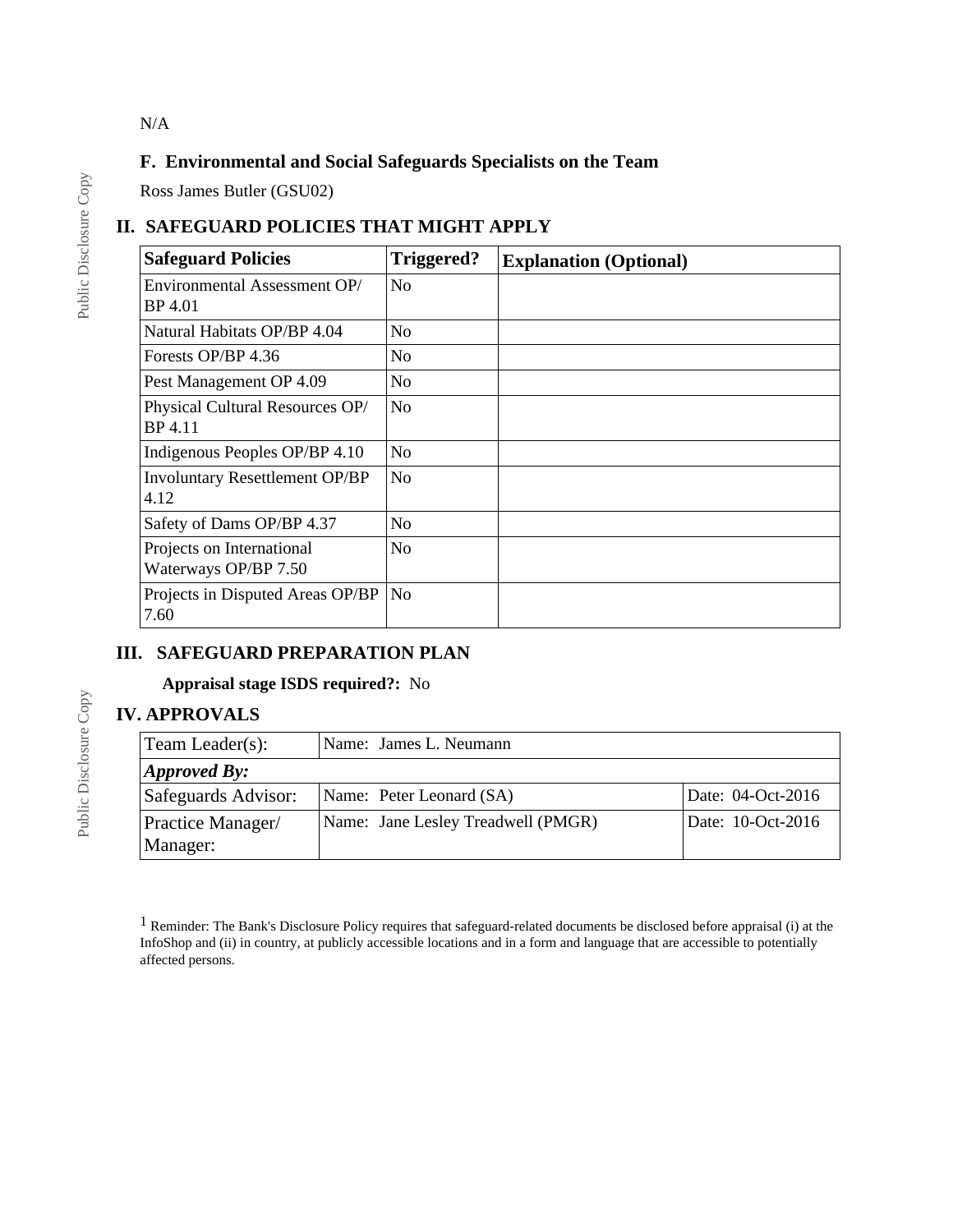N/A

### F. Environmental and Social Safeguards Specialists on the Team

Ross James Butler (GSU02)

## II. SAFEGUARD POLICIES THAT MIGHT APPLY

| Safeguard Policies | Triggered? | Explanation (Optional) |
|---|---|---|
| Environmental Assessment OP/ BP 4.01 | No | |
| Natural Habitats OP/BP 4.04 | No | |
| Forests OP/BP 4.36 | No | |
| Pest Management OP 4.09 | No | |
| Physical Cultural Resources OP/ BP 4.11 | No | |
| Indigenous Peoples OP/BP 4.10 | No | |
| Involuntary Resettlement OP/BP 4.12 | No | |
| Safety of Dams OP/BP 4.37 | No | |
| Projects on International Waterways OP/BP 7.50 | No | |
| Projects in Disputed Areas OP/BP 7.60 | No | |

## III. SAFEGUARD PREPARATION PLAN

**Appraisal stage ISDS required?:** No

## IV. APPROVALS

| | | |
|---|---|---|
| Team Leader(s): | Name: James L. Neumann | |
| ***Approved By:*** | | |
| Safeguards Advisor: | Name: Peter Leonard (SA) | Date: 04-Oct-2016 |
| Practice Manager/ Manager: | Name: Jane Lesley Treadwell (PMGR) | Date: 10-Oct-2016 |

[1] Reminder: The Bank's Disclosure Policy requires that safeguard-related documents be disclosed before appraisal (i) at the InfoShop and (ii) in country, at publicly accessible locations and in a form and language that are accessible to potentially affected persons.